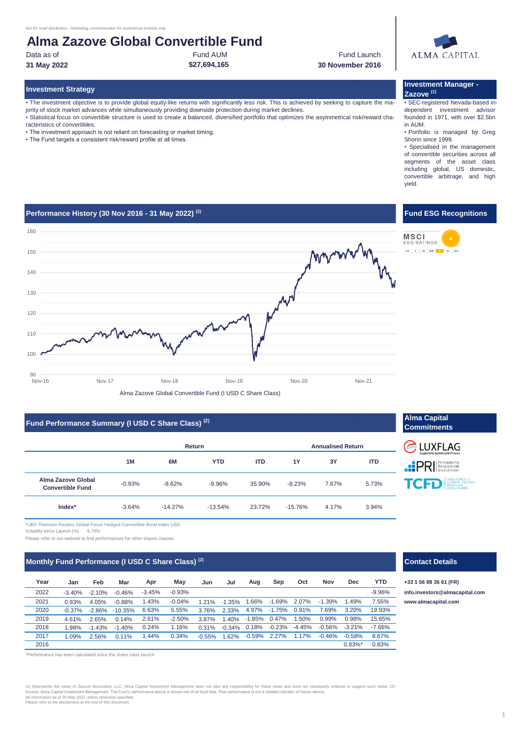*Not for retail distribution - Marketing communication for institutional investor only*

# Alma Zazove Global Convertible Fund

| Data as of | Fund AUM | Fund Launch |
|---|---|---|
| **31 May 2022** | **$27,694,165** | **30 November 2016** |

ALMA CAPITAL

## Investment Strategy

• The investment objective is to provide global equity-like returns with significantly less risk. This is achieved by seeking to capture the majority of stock market advances while simultaneously providing downside protection during market declines.
• Statistical focus on convertible structure is used to create a balanced, diversified portfolio that optimizes the asymmetrical risk/reward characteristics of convertibles.
• The investment approach is not reliant on forecasting or market timing.
• The Fund targets a consistent risk/reward profile at all times.

## Investment Manager - Zazove [(1)]

• SEC-registered Nevada-based independent investment advisor founded in 1971, with over $2.5bn in AUM.
• Portfolio is managed by Greg Shorin since 1999.
• Specialised in the management of convertible securities across all segments of the asset class including global, US domestic, convertible arbitrage, and high yield.

## Performance History (30 Nov 2016 - 31 May 2022) [(2)]

Alma Zazove Global Convertible Fund (I USD C Share Class)

## Fund ESG Recognitions

MSCI ESG RATINGS: A

## Fund Performance Summary (I USD C Share Class) [(2)]

| | Return | | | | Annualised Return | | |
|---|---|---|---|---|---|---|---|
| | **1M** | **6M** | **YTD** | **ITD** | **1Y** | **3Y** | **ITD** |
| **Alma Zazove Global Convertible Fund** | -0.93% | -8.62% | -9.96% | 35.90% | -8.23% | 7.67% | 5.73% |
| **Index*** | -3.64% | -14.27% | -13.54% | 23.72% | -15.76% | 4.17% | 3.94% |

*UBS Thomson Reuters Global Focus Hedged Convertible Bond Index USD
Volatility since Launch (%) 9.79%

Please refer to our website to find performances for other shares classes.

## Alma Capital Commitments

LUXFLAG, PRI (Principles for Responsible Investment), TCFD (Task Force on Climate-Related Financial Disclosures)

## Monthly Fund Performance (I USD C Share Class) [(2)]

| Year | Jan | Feb | Mar | Apr | May | Jun | Jul | Aug | Sep | Oct | Nov | Dec | YTD |
|---|---|---|---|---|---|---|---|---|---|---|---|---|---|
| 2022 | -3.40% | -2.10% | -0.46% | -3.45% | -0.93% | | | | | | | | -9.96% |
| 2021 | 0.93% | 4.05% | -0.88% | 1.43% | -0.04% | 1.21% | -1.35% | 1.66% | -1.69% | 2.07% | -1.39% | 1.49% | 7.55% |
| 2020 | -0.37% | -2.86% | -10.35% | 6.63% | 5.55% | 3.76% | 2.33% | 4.97% | -1.75% | 0.91% | 7.69% | 3.20% | 19.93% |
| 2019 | 4.61% | 2.65% | 0.14% | 2.61% | -2.50% | 3.87% | 1.40% | -1.85% | 0.47% | 1.50% | 0.99% | 0.98% | 15.65% |
| 2018 | 1.98% | -1.43% | -1.40% | 0.24% | 1.16% | 0.31% | -0.34% | 0.18% | -0.23% | -4.45% | -0.56% | -3.21% | -7.66% |
| 2017 | 1.09% | 2.56% | 0.11% | 1.44% | 0.34% | -0.55% | 1.62% | -0.59% | 2.27% | 1.17% | -0.46% | -0.58% | 8.67% |
| 2016 | | | | | | | | | | | | 0.83%* | 0.83% |

*Performance has been calculated since the share class launch

## Contact Details

**+33 1 56 88 36 61 (FR)**
**info.investors@almacapital.com**
**www.almacapital.com**

(1) Represents the views of Zazove Associates, LLC. Alma Capital Investment Management does not take any responsibility for these views and does not necessarily endorse or support such views. (2) Source: Alma Capital Investment Management. The Fund's performance above is shown net of all fund fees. Past performance is not a reliable indicator of future returns.
All information as of 30 May 2022 unless otherwise specified.
Please refer to the disclaimers at the end of this document.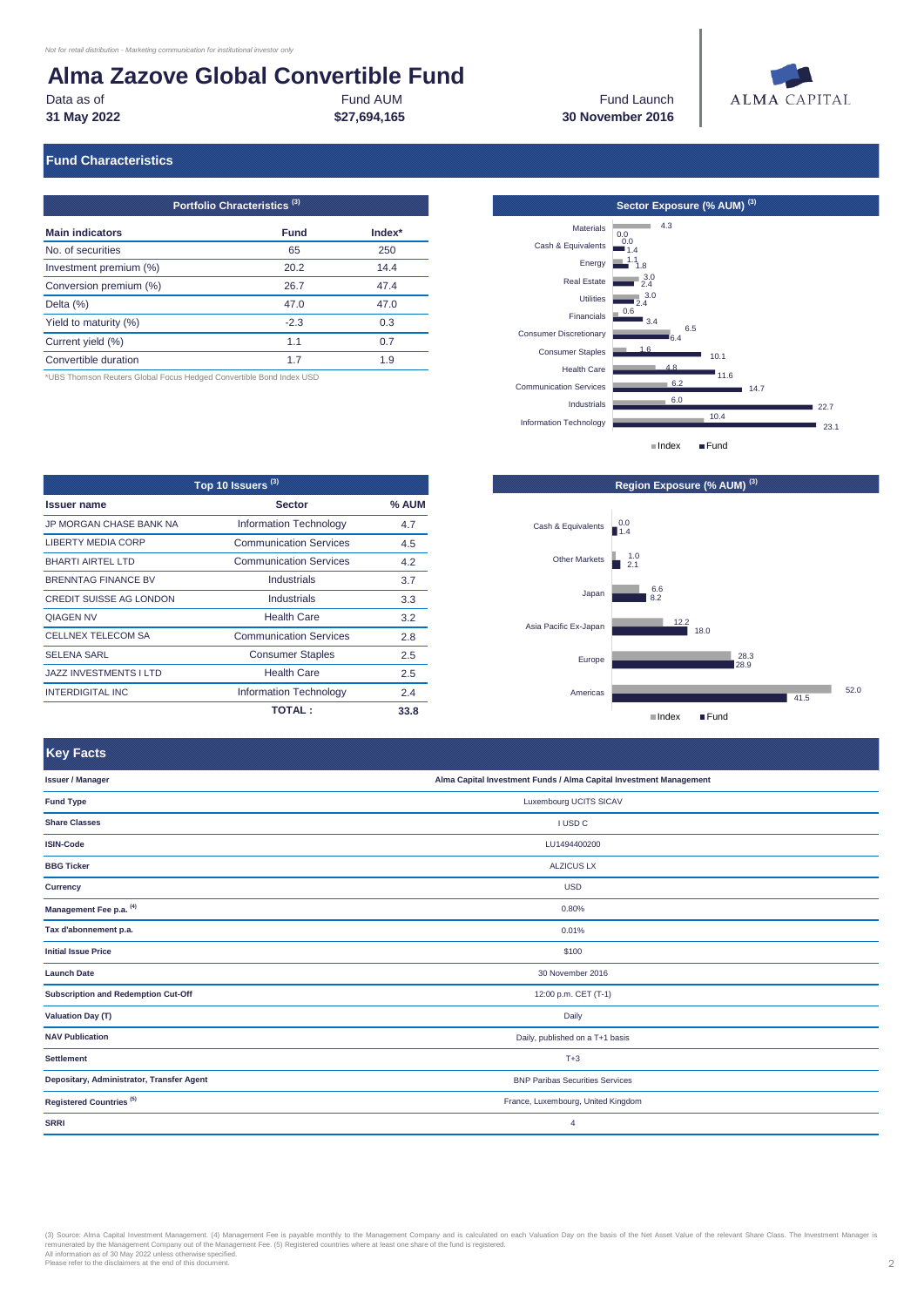*Not for retail distribution - Marketing communication for institutional investor only*

# Alma Zazove Global Convertible Fund

| Data as of | Fund AUM | Fund Launch |
|---|---|---|
| **31 May 2022** | **$27,694,165** | **30 November 2016** |

ALMA CAPITAL

## Fund Characteristics

### Portfolio Chracteristics (3)

| Main indicators | Fund | Index* |
|---|---|---|
| No. of securities | 65 | 250 |
| Investment premium (%) | 20.2 | 14.4 |
| Conversion premium (%) | 26.7 | 47.4 |
| Delta (%) | 47.0 | 47.0 |
| Yield to maturity (%) | -2.3 | 0.3 |
| Current yield (%) | 1.1 | 0.7 |
| Convertible duration | 1.7 | 1.9 |

*UBS Thomson Reuters Global Focus Hedged Convertible Bond Index USD

### Sector Exposure (% AUM) (3)

| Sector | Index | Fund |
|---|---|---|
| Materials | 4.3 | 0.0 |
| Cash & Equivalents | 0.0 | 1.4 |
| Energy | 1.1 | 1.8 |
| Real Estate | 3.0 | 2.4 |
| Utilities | 3.0 | 2.4 |
| Financials | 0.6 | 3.4 |
| Consumer Discretionary | 6.5 | 6.4 |
| Consumer Staples | 1.6 | 10.1 |
| Health Care | 4.8 | 11.6 |
| Communication Services | 6.2 | 14.7 |
| Industrials | 6.0 | 22.7 |
| Information Technology | 10.4 | 23.1 |

### Top 10 Issuers (3)

| Issuer name | Sector | % AUM |
|---|---|---|
| JP MORGAN CHASE BANK NA | Information Technology | 4.7 |
| LIBERTY MEDIA CORP | Communication Services | 4.5 |
| BHARTI AIRTEL LTD | Communication Services | 4.2 |
| BRENNTAG FINANCE BV | Industrials | 3.7 |
| CREDIT SUISSE AG LONDON | Industrials | 3.3 |
| QIAGEN NV | Health Care | 3.2 |
| CELLNEX TELECOM SA | Communication Services | 2.8 |
| SELENA SARL | Consumer Staples | 2.5 |
| JAZZ INVESTMENTS I LTD | Health Care | 2.5 |
| INTERDIGITAL INC | Information Technology | 2.4 |
| | **TOTAL :** | **33.8** |

### Region Exposure (% AUM) (3)

| Region | Index | Fund |
|---|---|---|
| Cash & Equivalents | 0.0 | 1.4 |
| Other Markets | 1.0 | 2.1 |
| Japan | 6.6 | 8.2 |
| Asia Pacific Ex-Japan | 12.2 | 18.0 |
| Europe | 28.3 | 28.9 |
| Americas | 52.0 | 41.5 |

## Key Facts

| | |
|---|---|
| **Issuer / Manager** | **Alma Capital Investment Funds / Alma Capital Investment Management** |
| **Fund Type** | Luxembourg UCITS SICAV |
| **Share Classes** | I USD C |
| **ISIN-Code** | LU1494400200 |
| **BBG Ticker** | ALZICUS LX |
| **Currency** | USD |
| **Management Fee p.a. (4)** | 0.80% |
| **Tax d'abonnement p.a.** | 0.01% |
| **Initial Issue Price** | $100 |
| **Launch Date** | 30 November 2016 |
| **Subscription and Redemption Cut-Off** | 12:00 p.m. CET (T-1) |
| **Valuation Day (T)** | Daily |
| **NAV Publication** | Daily, published on a T+1 basis |
| **Settlement** | T+3 |
| **Depositary, Administrator, Transfer Agent** | BNP Paribas Securities Services |
| **Registered Countries (5)** | France, Luxembourg, United Kingdom |
| **SRRI** | 4 |

(3) Source: Alma Capital Investment Management. (4) Management Fee is payable monthly to the Management Company and is calculated on each Valuation Day on the basis of the Net Asset Value of the relevant Share Class. The Investment Manager is remunerated by the Management Company out of the Management Fee. (5) Registered countries where at least one share of the fund is registered.
All information as of 30 May 2022 unless otherwise specified.
Please refer to the disclaimers at the end of this document.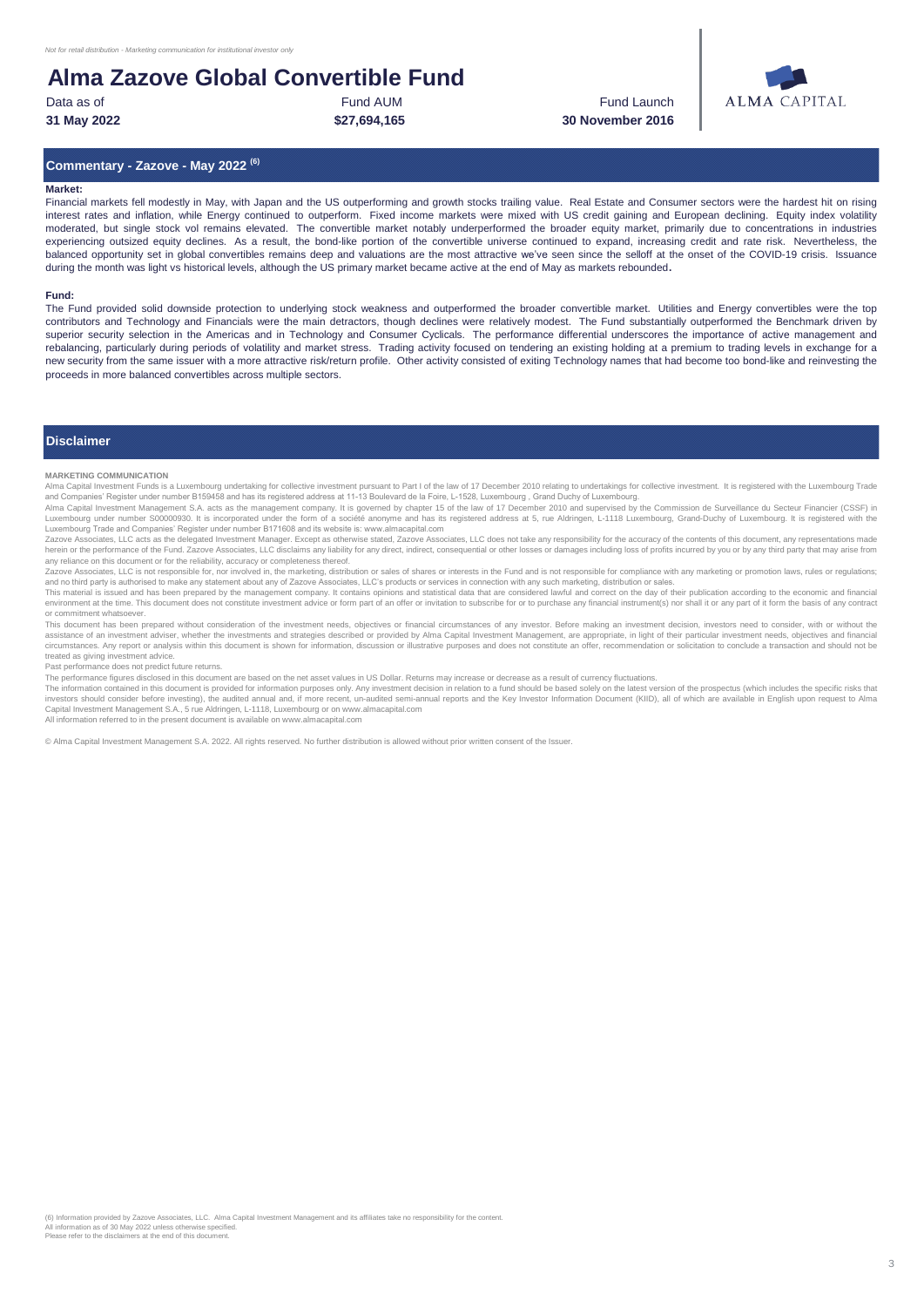*Not for retail distribution - Marketing communication for institutional investor only*

# Alma Zazove Global Convertible Fund

| Data as of | Fund AUM | Fund Launch |
|---|---|---|
| **31 May 2022** | **$27,694,165** | **30 November 2016** |

ALMA CAPITAL

## Commentary - Zazove - May 2022 [(6)]

**Market:**

Financial markets fell modestly in May, with Japan and the US outperforming and growth stocks trailing value. Real Estate and Consumer sectors were the hardest hit on rising interest rates and inflation, while Energy continued to outperform. Fixed income markets were mixed with US credit gaining and European declining. Equity index volatility moderated, but single stock vol remains elevated. The convertible market notably underperformed the broader equity market, primarily due to concentrations in industries experiencing outsized equity declines. As a result, the bond-like portion of the convertible universe continued to expand, increasing credit and rate risk. Nevertheless, the balanced opportunity set in global convertibles remains deep and valuations are the most attractive we've seen since the selloff at the onset of the COVID-19 crisis. Issuance during the month was light vs historical levels, although the US primary market became active at the end of May as markets rebounded.

**Fund:**

The Fund provided solid downside protection to underlying stock weakness and outperformed the broader convertible market. Utilities and Energy convertibles were the top contributors and Technology and Financials were the main detractors, though declines were relatively modest. The Fund substantially outperformed the Benchmark driven by superior security selection in the Americas and in Technology and Consumer Cyclicals. The performance differential underscores the importance of active management and rebalancing, particularly during periods of volatility and market stress. Trading activity focused on tendering an existing holding at a premium to trading levels in exchange for a new security from the same issuer with a more attractive risk/return profile. Other activity consisted of exiting Technology names that had become too bond-like and reinvesting the proceeds in more balanced convertibles across multiple sectors.

## Disclaimer

**MARKETING COMMUNICATION**

Alma Capital Investment Funds is a Luxembourg undertaking for collective investment pursuant to Part I of the law of 17 December 2010 relating to undertakings for collective investment. It is registered with the Luxembourg Trade and Companies' Register under number B159458 and has its registered address at 11-13 Boulevard de la Foire, L-1528, Luxembourg , Grand Duchy of Luxembourg.

Alma Capital Investment Management S.A. acts as the management company. It is governed by chapter 15 of the law of 17 December 2010 and supervised by the Commission de Surveillance du Secteur Financier (CSSF) in Luxembourg under number S00000930. It is incorporated under the form of a société anonyme and has its registered address at 5, rue Aldringen, L-1118 Luxembourg, Grand-Duchy of Luxembourg. It is registered with the Luxembourg Trade and Companies' Register under number B171608 and its website is: www.almacapital.com

Zazove Associates, LLC acts as the delegated Investment Manager. Except as otherwise stated, Zazove Associates, LLC does not take any responsibility for the accuracy of the contents of this document, any representations made herein or the performance of the Fund. Zazove Associates, LLC disclaims any liability for any direct, indirect, consequential or other losses or damages including loss of profits incurred by you or by any third party that may arise from any reliance on this document or for the reliability, accuracy or completeness thereof.

Zazove Associates, LLC is not responsible for, nor involved in, the marketing, distribution or sales of shares or interests in the Fund and is not responsible for compliance with any marketing or promotion laws, rules or regulations; and no third party is authorised to make any statement about any of Zazove Associates, LLC's products or services in connection with any such marketing, distribution or sales.

This material is issued and has been prepared by the management company. It contains opinions and statistical data that are considered lawful and correct on the day of their publication according to the economic and financial environment at the time. This document does not constitute investment advice or form part of an offer or invitation to subscribe for or to purchase any financial instrument(s) nor shall it or any part of it form the basis of any contract or commitment whatsoever.

This document has been prepared without consideration of the investment needs, objectives or financial circumstances of any investor. Before making an investment decision, investors need to consider, with or without the assistance of an investment adviser, whether the investments and strategies described or provided by Alma Capital Investment Management, are appropriate, in light of their particular investment needs, objectives and financial circumstances. Any report or analysis within this document is shown for information, discussion or illustrative purposes and does not constitute an offer, recommendation or solicitation to conclude a transaction and should not be treated as giving investment advice.

Past performance does not predict future returns.

The performance figures disclosed in this document are based on the net asset values in US Dollar. Returns may increase or decrease as a result of currency fluctuations.

The information contained in this document is provided for information purposes only. Any investment decision in relation to a fund should be based solely on the latest version of the prospectus (which includes the specific risks that investors should consider before investing), the audited annual and, if more recent, un-audited semi-annual reports and the Key Investor Information Document (KIID), all of which are available in English upon request to Alma Capital Investment Management S.A., 5 rue Aldringen, L-1118, Luxembourg or on www.almacapital.com

All information referred to in the present document is available on www.almacapital.com

© Alma Capital Investment Management S.A. 2022. All rights reserved. No further distribution is allowed without prior written consent of the Issuer.

(6) Information provided by Zazove Associates, LLC. Alma Capital Investment Management and its affiliates take no responsibility for the content.
All information as of 30 May 2022 unless otherwise specified.
Please refer to the disclaimers at the end of this document.